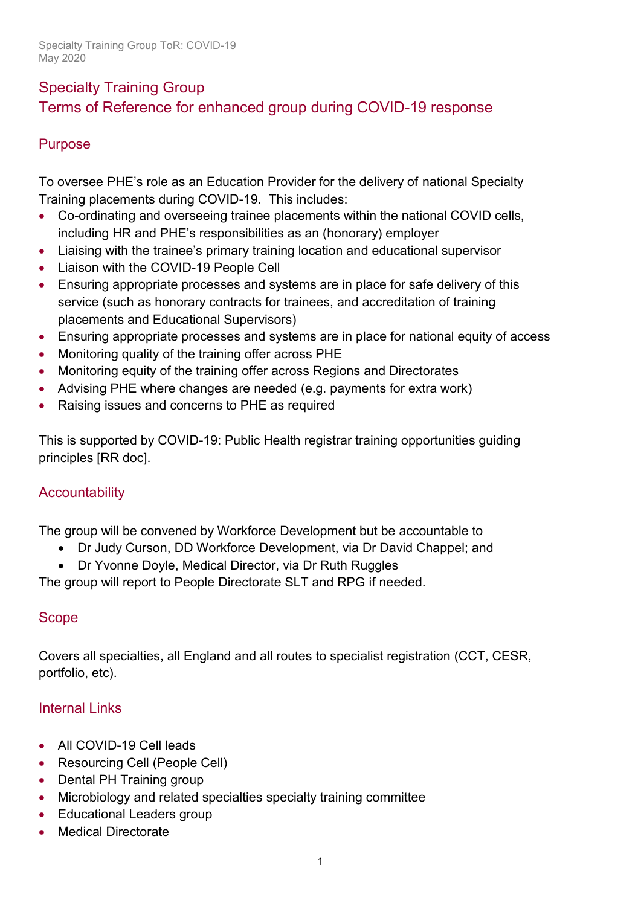# Specialty Training Group

## Terms of Reference for enhanced group during COVID-19 response

### Purpose

To oversee PHE's role as an Education Provider for the delivery of national Specialty Training placements during COVID-19. This includes:

- Co-ordinating and overseeing trainee placements within the national COVID cells, including HR and PHE's responsibilities as an (honorary) employer
- Liaising with the trainee's primary training location and educational supervisor
- Liaison with the COVID-19 People Cell
- Ensuring appropriate processes and systems are in place for safe delivery of this service (such as honorary contracts for trainees, and accreditation of training placements and Educational Supervisors)
- Ensuring appropriate processes and systems are in place for national equity of access
- Monitoring quality of the training offer across PHE
- Monitoring equity of the training offer across Regions and Directorates
- Advising PHE where changes are needed (e.g. payments for extra work)
- Raising issues and concerns to PHE as required

This is supported by COVID-19: Public Health registrar training opportunities guiding principles [RR doc].

### Accountability

The group will be convened by Workforce Development but be accountable to

- Dr Judy Curson, DD Workforce Development, via Dr David Chappel; and
- Dr Yvonne Doyle, Medical Director, via Dr Ruth Ruggles

The group will report to People Directorate SLT and RPG if needed.

### Scope

Covers all specialties, all England and all routes to specialist registration (CCT, CESR, portfolio, etc).

### Internal Links

- All COVID-19 Cell leads
- Resourcing Cell (People Cell)
- Dental PH Training group
- Microbiology and related specialties specialty training committee
- Educational Leaders group
- Medical Directorate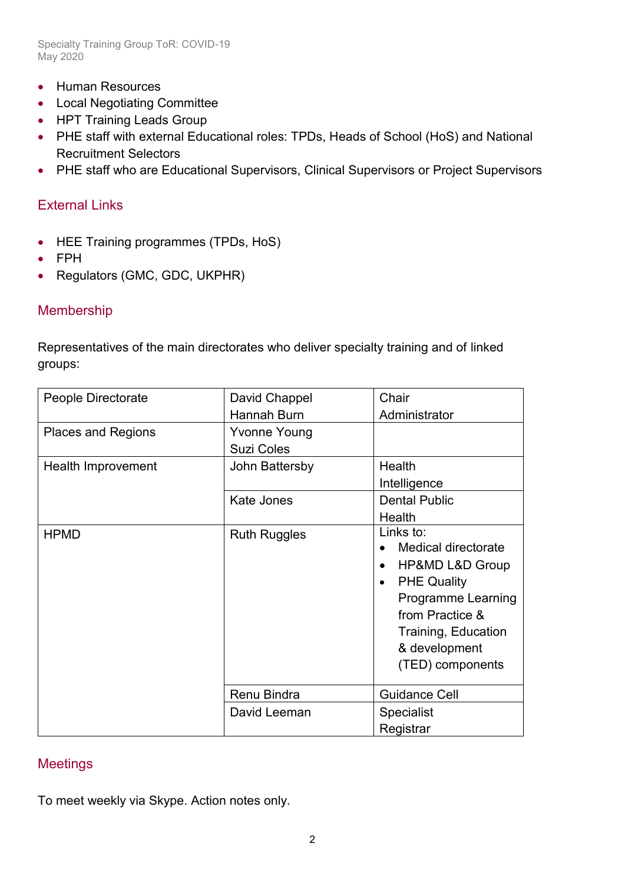- Human Resources
- Local Negotiating Committee
- HPT Training Leads Group
- PHE staff with external Educational roles: TPDs, Heads of School (HoS) and National Recruitment Selectors
- PHE staff who are Educational Supervisors, Clinical Supervisors or Project Supervisors

## External Links

- HEE Training programmes (TPDs, HoS)
- FPH
- Regulators (GMC, GDC, UKPHR)

## Membership

Representatives of the main directorates who deliver specialty training and of linked groups:

| | | |
|---|---|---|
| People Directorate | David Chappel<br>Hannah Burn | Chair<br>Administrator |
| Places and Regions | Yvonne Young<br>Suzi Coles | |
| Health Improvement | John Battersby | Health Intelligence |
| | Kate Jones | Dental Public Health |
| HPMD | Ruth Ruggles | Links to:<br>• Medical directorate<br>• HP&MD L&D Group<br>• PHE Quality Programme Learning from Practice & Training, Education & development (TED) components |
| | Renu Bindra | Guidance Cell |
| | David Leeman | Specialist Registrar |

## Meetings

To meet weekly via Skype. Action notes only.